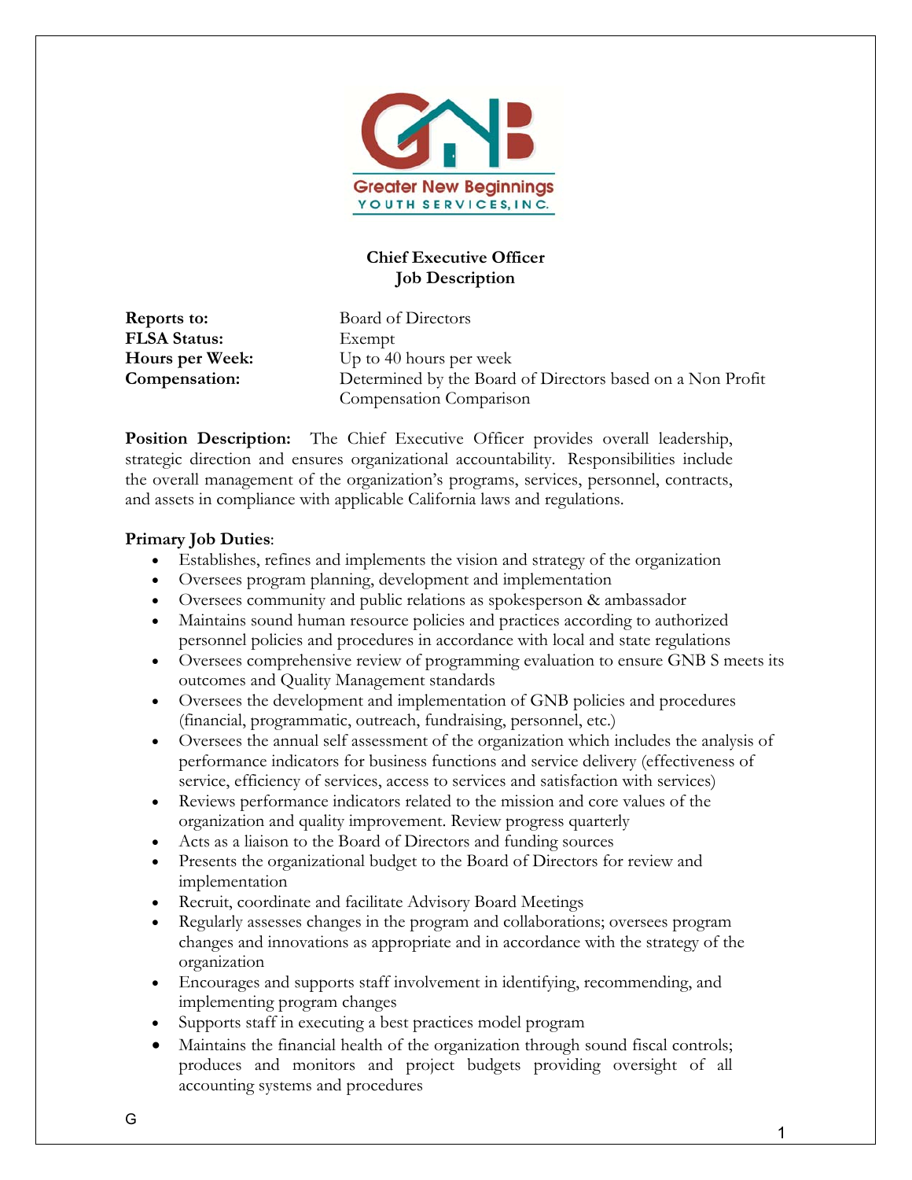Greater New Beginnings
YOUTH SERVICES, INC.

## Chief Executive Officer
## Job Description

| | |
|---|---|
| **Reports to:** | Board of Directors |
| **FLSA Status:** | Exempt |
| **Hours per Week:** | Up to 40 hours per week |
| **Compensation:** | Determined by the Board of Directors based on a Non Profit Compensation Comparison |

**Position Description:** The Chief Executive Officer provides overall leadership, strategic direction and ensures organizational accountability. Responsibilities include the overall management of the organization's programs, services, personnel, contracts, and assets in compliance with applicable California laws and regulations.

**Primary Job Duties**:

- Establishes, refines and implements the vision and strategy of the organization
- Oversees program planning, development and implementation
- Oversees community and public relations as spokesperson & ambassador
- Maintains sound human resource policies and practices according to authorized personnel policies and procedures in accordance with local and state regulations
- Oversees comprehensive review of programming evaluation to ensure GNB S meets its outcomes and Quality Management standards
- Oversees the development and implementation of GNB policies and procedures (financial, programmatic, outreach, fundraising, personnel, etc.)
- Oversees the annual self assessment of the organization which includes the analysis of performance indicators for business functions and service delivery (effectiveness of service, efficiency of services, access to services and satisfaction with services)
- Reviews performance indicators related to the mission and core values of the organization and quality improvement. Review progress quarterly
- Acts as a liaison to the Board of Directors and funding sources
- Presents the organizational budget to the Board of Directors for review and implementation
- Recruit, coordinate and facilitate Advisory Board Meetings
- Regularly assesses changes in the program and collaborations; oversees program changes and innovations as appropriate and in accordance with the strategy of the organization
- Encourages and supports staff involvement in identifying, recommending, and implementing program changes
- Supports staff in executing a best practices model program
- Maintains the financial health of the organization through sound fiscal controls; produces and monitors and project budgets providing oversight of all accounting systems and procedures

G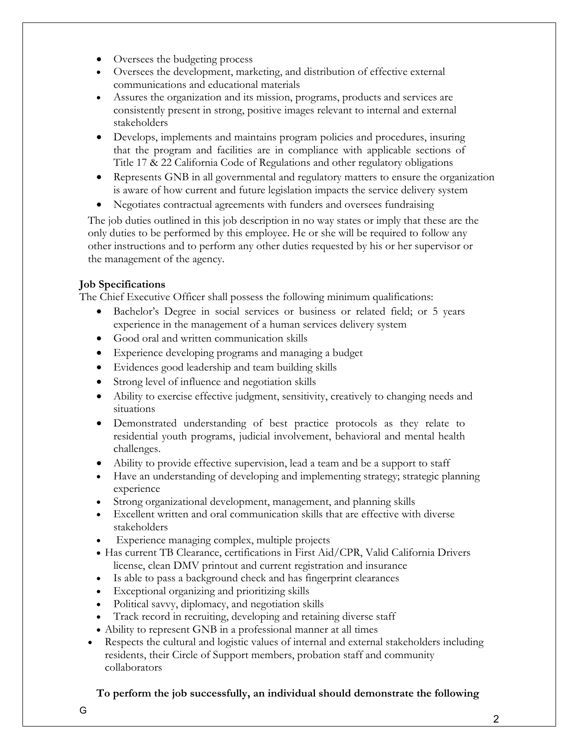- Oversees the budgeting process
- Oversees the development, marketing, and distribution of effective external communications and educational materials
- Assures the organization and its mission, programs, products and services are consistently present in strong, positive images relevant to internal and external stakeholders
- Develops, implements and maintains program policies and procedures, insuring that the program and facilities are in compliance with applicable sections of Title 17 & 22 California Code of Regulations and other regulatory obligations
- Represents GNB in all governmental and regulatory matters to ensure the organization is aware of how current and future legislation impacts the service delivery system
- Negotiates contractual agreements with funders and oversees fundraising

The job duties outlined in this job description in no way states or imply that these are the only duties to be performed by this employee. He or she will be required to follow any other instructions and to perform any other duties requested by his or her supervisor or the management of the agency.

**Job Specifications**

The Chief Executive Officer shall possess the following minimum qualifications:

- Bachelor's Degree in social services or business or related field; or 5 years experience in the management of a human services delivery system
- Good oral and written communication skills
- Experience developing programs and managing a budget
- Evidences good leadership and team building skills
- Strong level of influence and negotiation skills
- Ability to exercise effective judgment, sensitivity, creatively to changing needs and situations
- Demonstrated understanding of best practice protocols as they relate to residential youth programs, judicial involvement, behavioral and mental health challenges.
- Ability to provide effective supervision, lead a team and be a support to staff
- Have an understanding of developing and implementing strategy; strategic planning experience
- Strong organizational development, management, and planning skills
- Excellent written and oral communication skills that are effective with diverse stakeholders
- Experience managing complex, multiple projects
- Has current TB Clearance, certifications in First Aid/CPR, Valid California Drivers license, clean DMV printout and current registration and insurance
- Is able to pass a background check and has fingerprint clearances
- Exceptional organizing and prioritizing skills
- Political savvy, diplomacy, and negotiation skills
- Track record in recruiting, developing and retaining diverse staff
- Ability to represent GNB in a professional manner at all times
- Respects the cultural and logistic values of internal and external stakeholders including residents, their Circle of Support members, probation staff and community collaborators

**To perform the job successfully, an individual should demonstrate the following**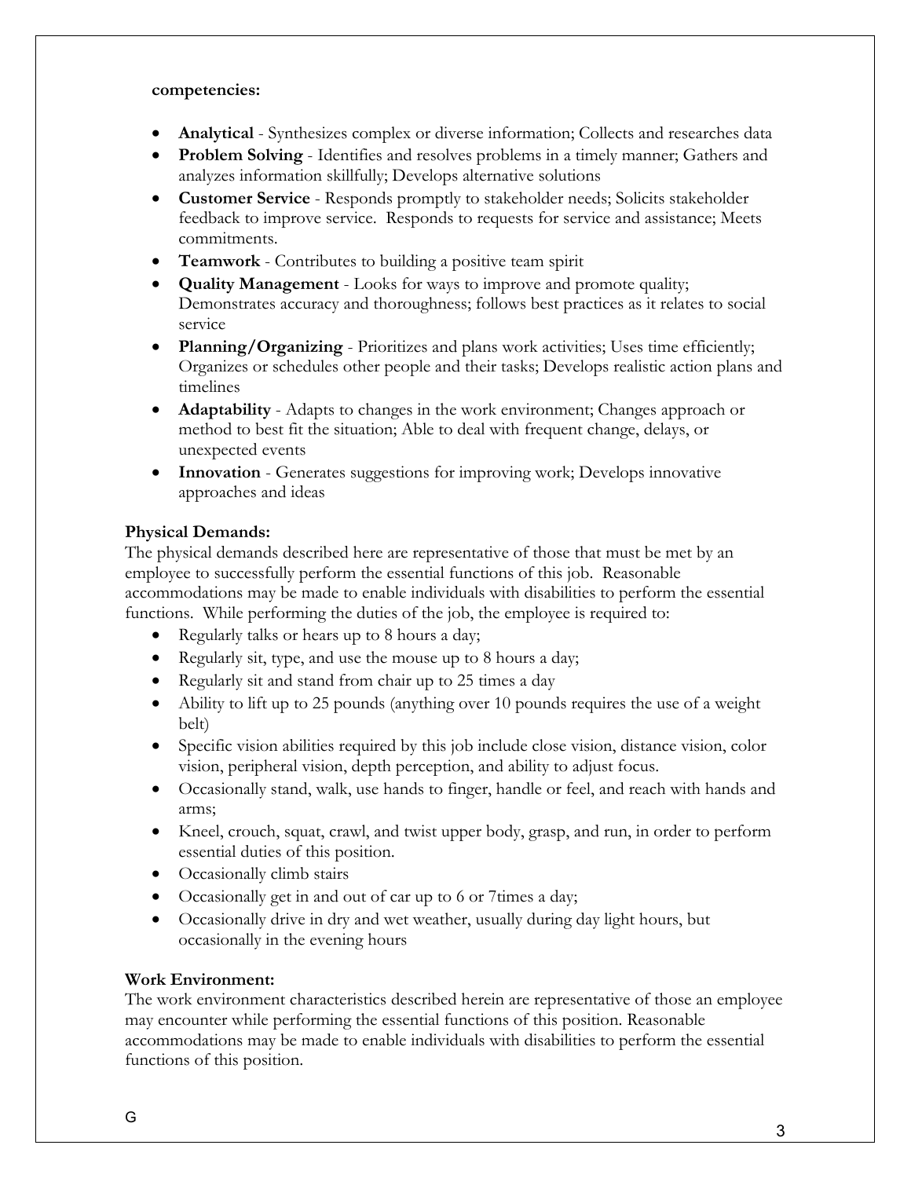**competencies:**

- **Analytical** - Synthesizes complex or diverse information; Collects and researches data
- **Problem Solving** - Identifies and resolves problems in a timely manner; Gathers and analyzes information skillfully; Develops alternative solutions
- **Customer Service** - Responds promptly to stakeholder needs; Solicits stakeholder feedback to improve service. Responds to requests for service and assistance; Meets commitments.
- **Teamwork** - Contributes to building a positive team spirit
- **Quality Management** - Looks for ways to improve and promote quality; Demonstrates accuracy and thoroughness; follows best practices as it relates to social service
- **Planning/Organizing** - Prioritizes and plans work activities; Uses time efficiently; Organizes or schedules other people and their tasks; Develops realistic action plans and timelines
- **Adaptability** - Adapts to changes in the work environment; Changes approach or method to best fit the situation; Able to deal with frequent change, delays, or unexpected events
- **Innovation** - Generates suggestions for improving work; Develops innovative approaches and ideas

**Physical Demands:**

The physical demands described here are representative of those that must be met by an employee to successfully perform the essential functions of this job. Reasonable accommodations may be made to enable individuals with disabilities to perform the essential functions. While performing the duties of the job, the employee is required to:

- Regularly talks or hears up to 8 hours a day;
- Regularly sit, type, and use the mouse up to 8 hours a day;
- Regularly sit and stand from chair up to 25 times a day
- Ability to lift up to 25 pounds (anything over 10 pounds requires the use of a weight belt)
- Specific vision abilities required by this job include close vision, distance vision, color vision, peripheral vision, depth perception, and ability to adjust focus.
- Occasionally stand, walk, use hands to finger, handle or feel, and reach with hands and arms;
- Kneel, crouch, squat, crawl, and twist upper body, grasp, and run, in order to perform essential duties of this position.
- Occasionally climb stairs
- Occasionally get in and out of car up to 6 or 7times a day;
- Occasionally drive in dry and wet weather, usually during day light hours, but occasionally in the evening hours

**Work Environment:**

The work environment characteristics described herein are representative of those an employee may encounter while performing the essential functions of this position. Reasonable accommodations may be made to enable individuals with disabilities to perform the essential functions of this position.

G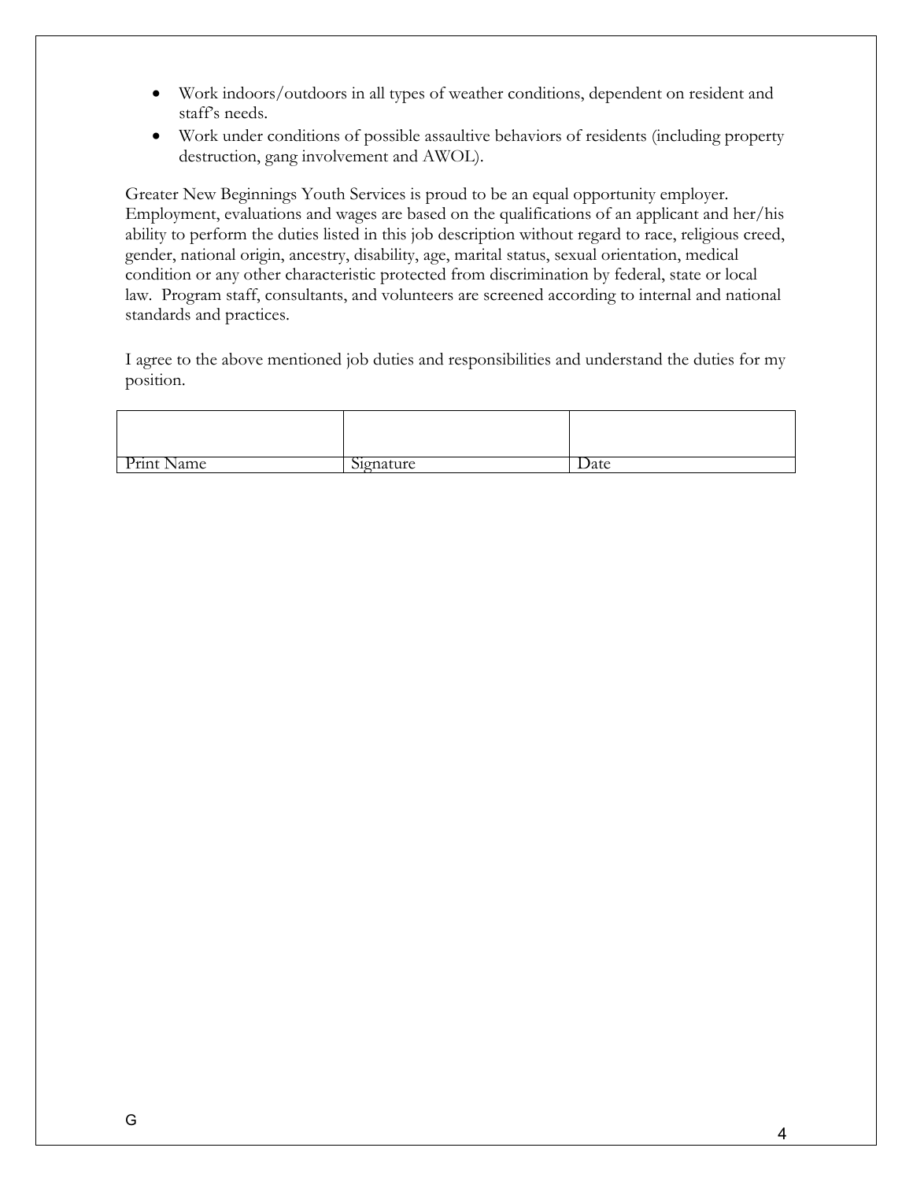- Work indoors/outdoors in all types of weather conditions, dependent on resident and staff's needs.
- Work under conditions of possible assaultive behaviors of residents (including property destruction, gang involvement and AWOL).

Greater New Beginnings Youth Services is proud to be an equal opportunity employer. Employment, evaluations and wages are based on the qualifications of an applicant and her/his ability to perform the duties listed in this job description without regard to race, religious creed, gender, national origin, ancestry, disability, age, marital status, sexual orientation, medical condition or any other characteristic protected from discrimination by federal, state or local law. Program staff, consultants, and volunteers are screened according to internal and national standards and practices.

I agree to the above mentioned job duties and responsibilities and understand the duties for my position.

| | | |
|---|---|---|
| | | |
| Print Name | Signature | Date |